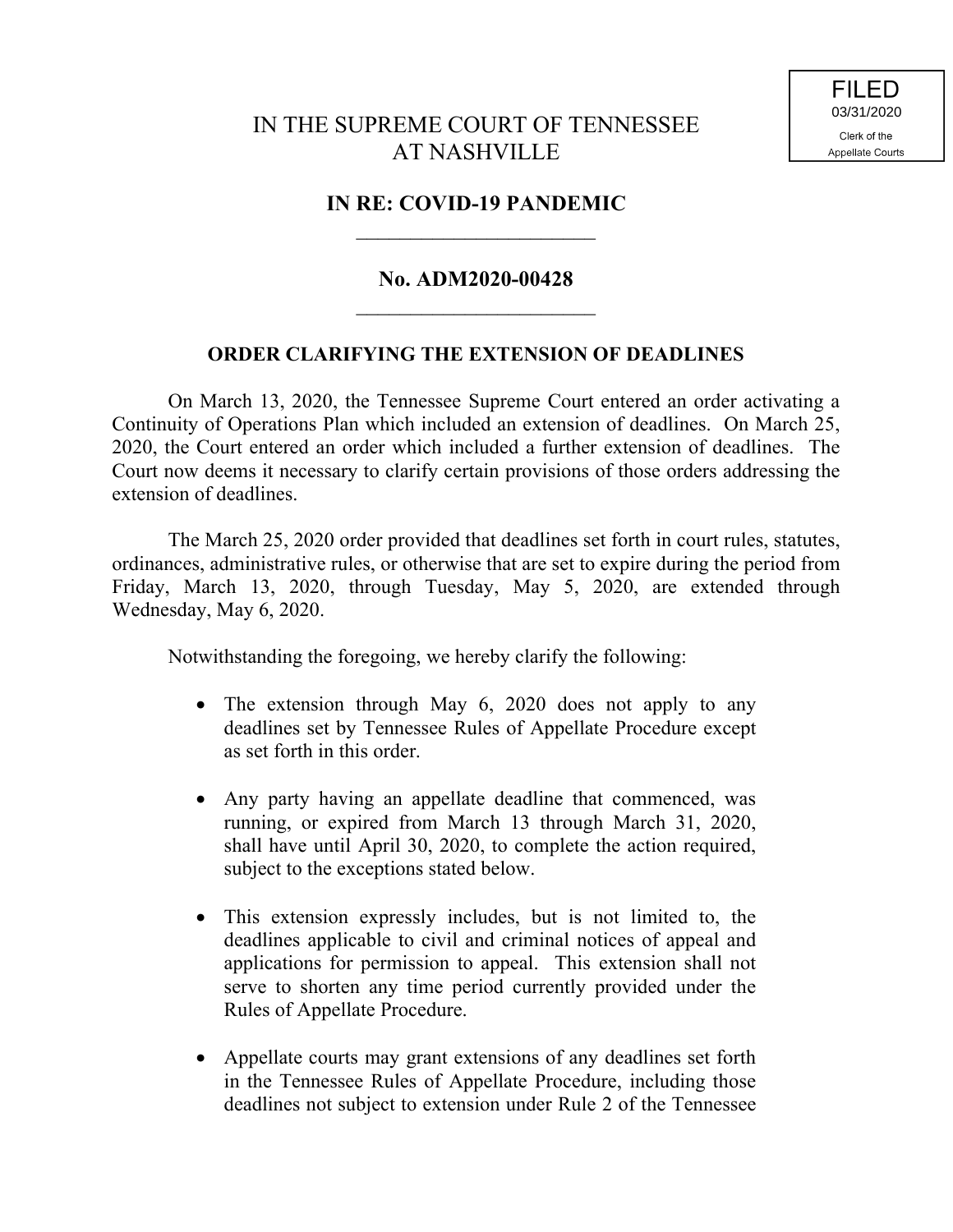FILED
03/31/2020
Clerk of the
Appellate Courts

# IN THE SUPREME COURT OF TENNESSEE AT NASHVILLE

## IN RE: COVID-19 PANDEMIC

## No. ADM2020-00428

### ORDER CLARIFYING THE EXTENSION OF DEADLINES

On March 13, 2020, the Tennessee Supreme Court entered an order activating a Continuity of Operations Plan which included an extension of deadlines. On March 25, 2020, the Court entered an order which included a further extension of deadlines. The Court now deems it necessary to clarify certain provisions of those orders addressing the extension of deadlines.

The March 25, 2020 order provided that deadlines set forth in court rules, statutes, ordinances, administrative rules, or otherwise that are set to expire during the period from Friday, March 13, 2020, through Tuesday, May 5, 2020, are extended through Wednesday, May 6, 2020.

Notwithstanding the foregoing, we hereby clarify the following:

- The extension through May 6, 2020 does not apply to any deadlines set by Tennessee Rules of Appellate Procedure except as set forth in this order.
- Any party having an appellate deadline that commenced, was running, or expired from March 13 through March 31, 2020, shall have until April 30, 2020, to complete the action required, subject to the exceptions stated below.
- This extension expressly includes, but is not limited to, the deadlines applicable to civil and criminal notices of appeal and applications for permission to appeal. This extension shall not serve to shorten any time period currently provided under the Rules of Appellate Procedure.
- Appellate courts may grant extensions of any deadlines set forth in the Tennessee Rules of Appellate Procedure, including those deadlines not subject to extension under Rule 2 of the Tennessee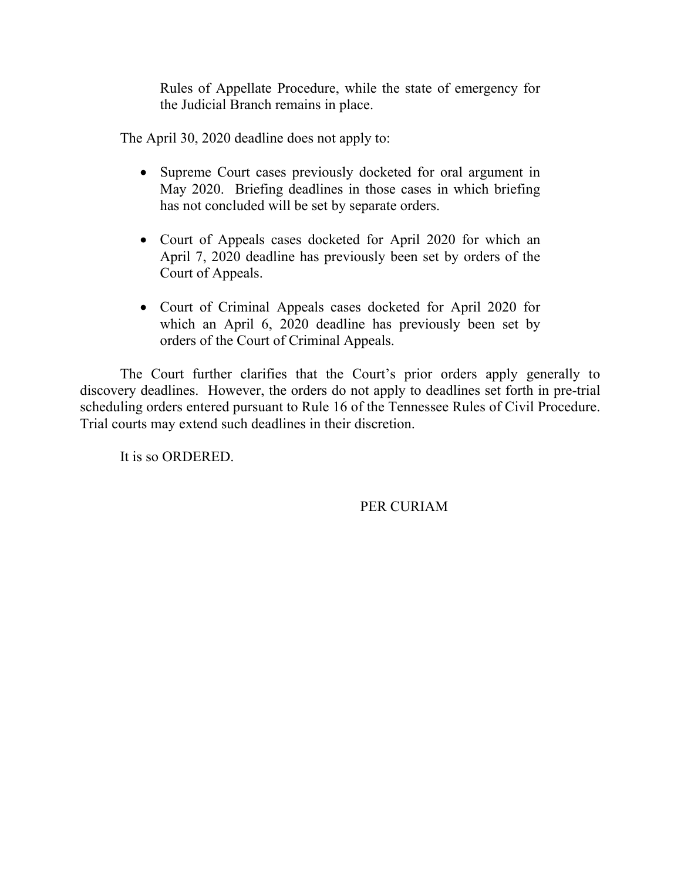Rules of Appellate Procedure, while the state of emergency for the Judicial Branch remains in place.

The April 30, 2020 deadline does not apply to:

- Supreme Court cases previously docketed for oral argument in May 2020. Briefing deadlines in those cases in which briefing has not concluded will be set by separate orders.

- Court of Appeals cases docketed for April 2020 for which an April 7, 2020 deadline has previously been set by orders of the Court of Appeals.

- Court of Criminal Appeals cases docketed for April 2020 for which an April 6, 2020 deadline has previously been set by orders of the Court of Criminal Appeals.

The Court further clarifies that the Court's prior orders apply generally to discovery deadlines. However, the orders do not apply to deadlines set forth in pre-trial scheduling orders entered pursuant to Rule 16 of the Tennessee Rules of Civil Procedure. Trial courts may extend such deadlines in their discretion.

It is so ORDERED.

PER CURIAM